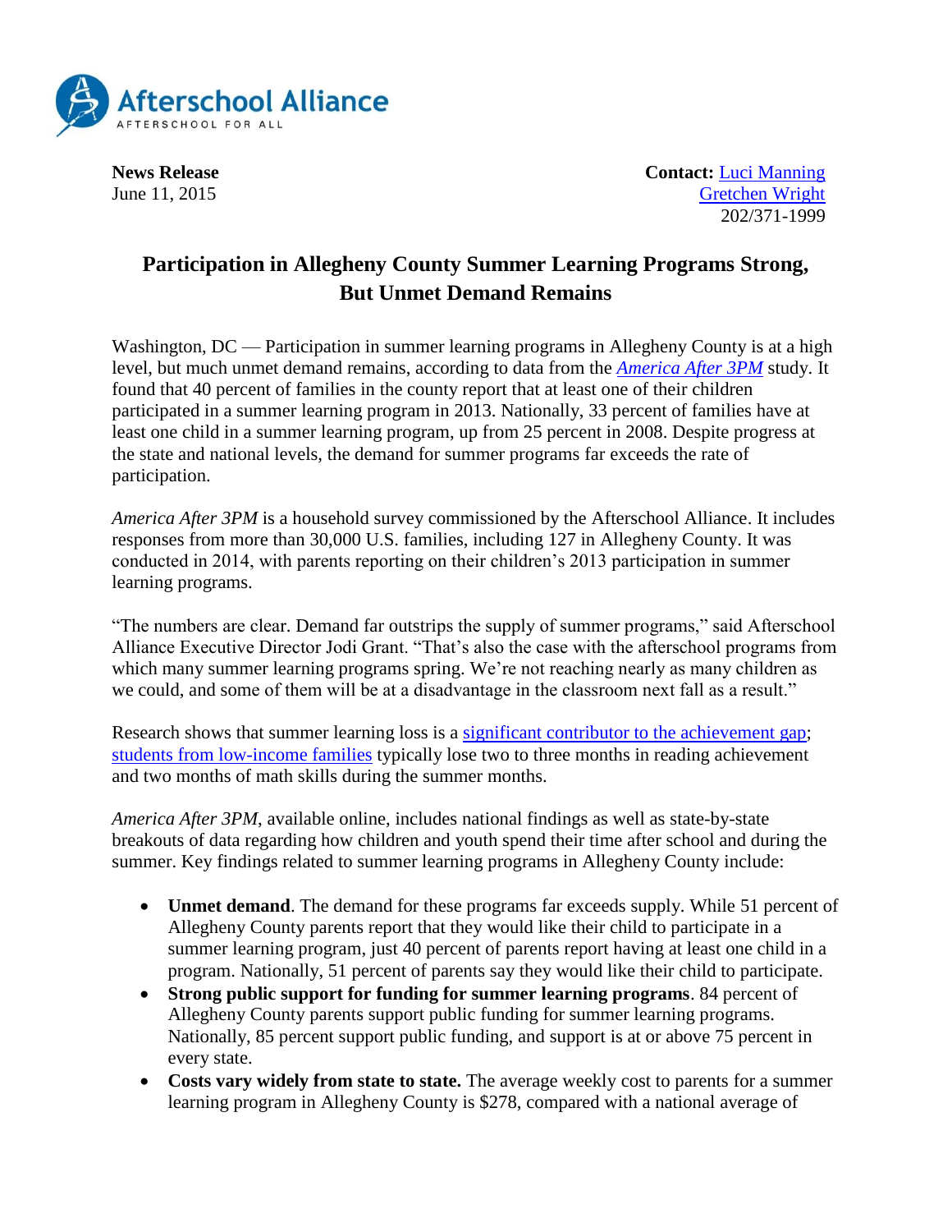Afterschool Alliance
AFTERSCHOOL FOR ALL

**News Release**
June 11, 2015

**Contact:** Luci Manning
Gretchen Wright
202/371-1999

# Participation in Allegheny County Summer Learning Programs Strong, But Unmet Demand Remains

Washington, DC — Participation in summer learning programs in Allegheny County is at a high level, but much unmet demand remains, according to data from the *America After 3PM* study. It found that 40 percent of families in the county report that at least one of their children participated in a summer learning program in 2013. Nationally, 33 percent of families have at least one child in a summer learning program, up from 25 percent in 2008. Despite progress at the state and national levels, the demand for summer programs far exceeds the rate of participation.

*America After 3PM* is a household survey commissioned by the Afterschool Alliance. It includes responses from more than 30,000 U.S. families, including 127 in Allegheny County. It was conducted in 2014, with parents reporting on their children's 2013 participation in summer learning programs.

"The numbers are clear. Demand far outstrips the supply of summer programs," said Afterschool Alliance Executive Director Jodi Grant. "That's also the case with the afterschool programs from which many summer learning programs spring. We're not reaching nearly as many children as we could, and some of them will be at a disadvantage in the classroom next fall as a result."

Research shows that summer learning loss is a significant contributor to the achievement gap; students from low-income families typically lose two to three months in reading achievement and two months of math skills during the summer months.

*America After 3PM*, available online, includes national findings as well as state-by-state breakouts of data regarding how children and youth spend their time after school and during the summer. Key findings related to summer learning programs in Allegheny County include:

- **Unmet demand**. The demand for these programs far exceeds supply. While 51 percent of Allegheny County parents report that they would like their child to participate in a summer learning program, just 40 percent of parents report having at least one child in a program. Nationally, 51 percent of parents say they would like their child to participate.
- **Strong public support for funding for summer learning programs**. 84 percent of Allegheny County parents support public funding for summer learning programs. Nationally, 85 percent support public funding, and support is at or above 75 percent in every state.
- **Costs vary widely from state to state.** The average weekly cost to parents for a summer learning program in Allegheny County is $278, compared with a national average of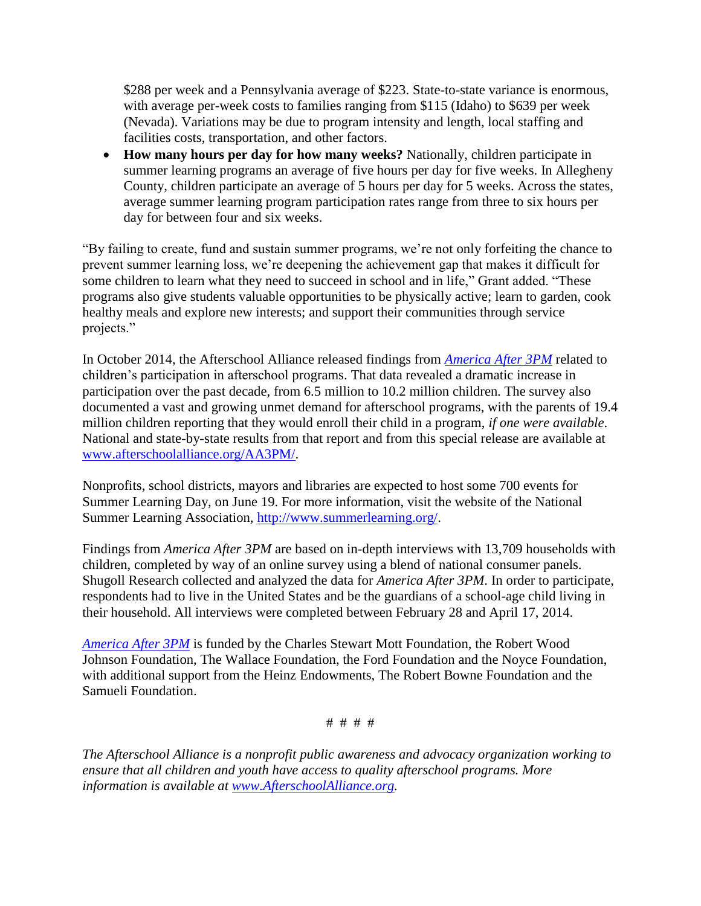$288 per week and a Pennsylvania average of $223. State-to-state variance is enormous, with average per-week costs to families ranging from $115 (Idaho) to $639 per week (Nevada). Variations may be due to program intensity and length, local staffing and facilities costs, transportation, and other factors.

- **How many hours per day for how many weeks?** Nationally, children participate in summer learning programs an average of five hours per day for five weeks. In Allegheny County, children participate an average of 5 hours per day for 5 weeks. Across the states, average summer learning program participation rates range from three to six hours per day for between four and six weeks.

"By failing to create, fund and sustain summer programs, we're not only forfeiting the chance to prevent summer learning loss, we're deepening the achievement gap that makes it difficult for some children to learn what they need to succeed in school and in life," Grant added. "These programs also give students valuable opportunities to be physically active; learn to garden, cook healthy meals and explore new interests; and support their communities through service projects."

In October 2014, the Afterschool Alliance released findings from *America After 3PM* related to children's participation in afterschool programs. That data revealed a dramatic increase in participation over the past decade, from 6.5 million to 10.2 million children. The survey also documented a vast and growing unmet demand for afterschool programs, with the parents of 19.4 million children reporting that they would enroll their child in a program, *if one were available*. National and state-by-state results from that report and from this special release are available at www.afterschoolalliance.org/AA3PM/.

Nonprofits, school districts, mayors and libraries are expected to host some 700 events for Summer Learning Day, on June 19. For more information, visit the website of the National Summer Learning Association, http://www.summerlearning.org/.

Findings from *America After 3PM* are based on in-depth interviews with 13,709 households with children, completed by way of an online survey using a blend of national consumer panels. Shugoll Research collected and analyzed the data for *America After 3PM*. In order to participate, respondents had to live in the United States and be the guardians of a school-age child living in their household. All interviews were completed between February 28 and April 17, 2014.

*America After 3PM* is funded by the Charles Stewart Mott Foundation, the Robert Wood Johnson Foundation, The Wallace Foundation, the Ford Foundation and the Noyce Foundation, with additional support from the Heinz Endowments, The Robert Bowne Foundation and the Samueli Foundation.

# # # #

*The Afterschool Alliance is a nonprofit public awareness and advocacy organization working to ensure that all children and youth have access to quality afterschool programs. More information is available at www.AfterschoolAlliance.org.*